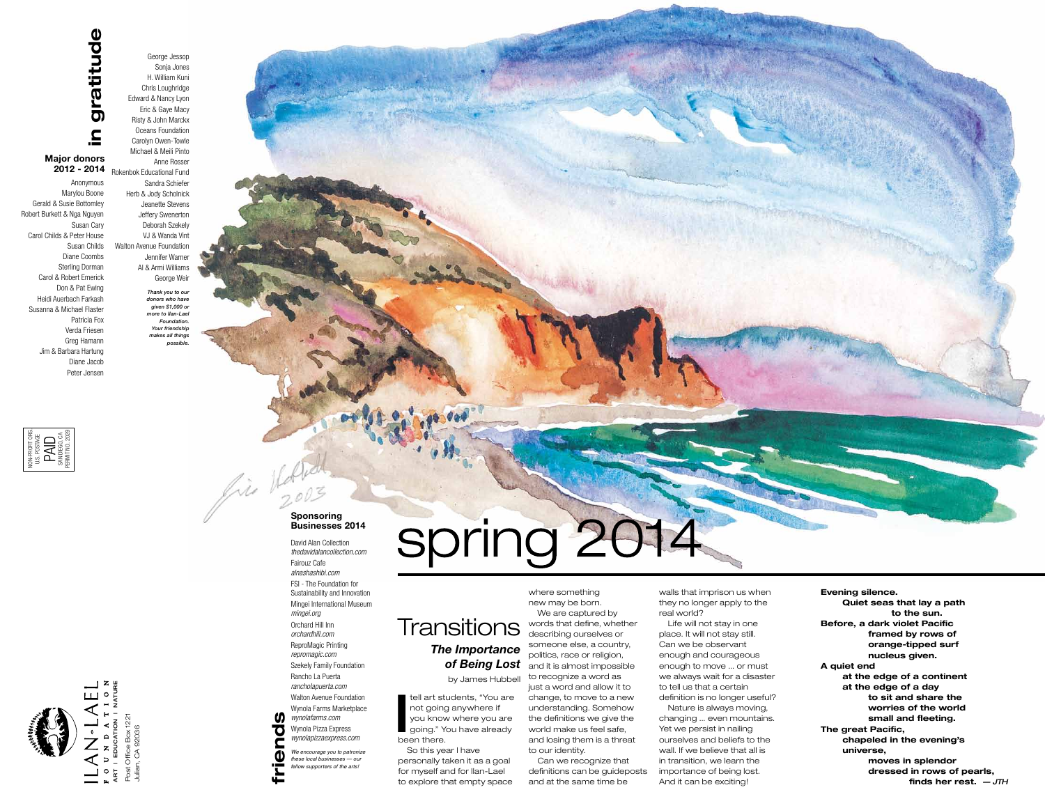# in gratitude

## Major donors 2012 - 2014

Anonymous
Marylou Boone
Gerald & Susie Bottomley
Robert Burkett & Nga Nguyen
Susan Cary
Carol Childs & Peter House
Susan Childs
Diane Coombs
Sterling Dorman
Carol & Robert Emerick
Don & Pat Ewing
Heidi Auerbach Farkash
Susanna & Michael Flaster
Patricia Fox
Verda Friesen
Greg Hamann
Jim & Barbara Hartung
Diane Jacob
Peter Jensen
George Jessop
Sonja Jones
H. William Kuni
Chris Loughridge
Edward & Nancy Lyon
Eric & Gaye Macy
Risty & John Marckx
Oceans Foundation
Carolyn Owen-Towle
Michael & Meili Pinto
Anne Rosser
Rokenbok Educational Fund
Sandra Schiefer
Herb & Jody Scholnick
Jeanette Stevens
Jeffery Swenerton
Deborah Szekely
VJ & Wanda Vint
Walton Avenue Foundation
Jennifer Warner
Al & Armi Williams
George Weir

*Thank you to our donors who have given $1,000 or more to Ilan-Lael Foundation. Your friendship makes all things possible.*

NONPROFIT ORG.
U.S. POSTAGE
PAID
SAN DIEGO, CA
PERMIT NO. 2029

ILAN-LAEL
FOUNDATION
ART | EDUCATION | NATURE
Post Office Box 1221
Julian, CA 92036

# friends

## Sponsoring Businesses 2014

David Alan Collection
*thedavidalancollection.com*
Fairouz Cafe
*alnashashibi.com*
FSI - The Foundation for Sustainability and Innovation
Mingei International Museum
*mingei.org*
Orchard Hill Inn
*orchardhill.com*
ReproMagic Printing
*repromagic.com*
Szekely Family Foundation
Rancho La Puerta
*rancholapuerta.com*
Walton Avenue Foundation
Wynola Farms Marketplace
*wynolafarms.com*
Wynola Pizza Express
*wynolapizzaexpress.com*

*We encourage you to patronize these local businesses — our fellow supporters of the arts!*

# spring 2014

# Transitions

## *The Importance of Being Lost*

by James Hubbell

I tell art students, "You are not going anywhere if you know where you are going." You have already been there.

So this year I have personally taken it as a goal for myself and for Ilan-Lael to explore that empty space where something new may be born.

We are captured by words that define, whether describing ourselves or someone else, a country, politics, race or religion, and it is almost impossible to recognize a word as just a word and allow it to change, to move to a new understanding. Somehow the definitions we give the world make us feel safe, and losing them is a threat to our identity.

Can we recognize that definitions can be guideposts and at the same time be walls that imprison us when they no longer apply to the real world?

Life will not stay in one place. It will not stay still. Can we be observant enough and courageous enough to move ... or must we always wait for a disaster to tell us that a certain definition is no longer useful?

Nature is always moving, changing ... even mountains. Yet we persist in nailing ourselves and beliefs to the wall. If we believe that all is in transition, we learn the importance of being lost. And it can be exciting!

**Evening silence.**
**Quiet seas that lay a path**
**to the sun.**
**Before, a dark violet Pacific**
**framed by rows of**
**orange-tipped surf**
**nucleus given.**
**A quiet end**
**at the edge of a continent**
**at the edge of a day**
**to sit and share the**
**worries of the world**
**small and fleeting.**
**The great Pacific,**
**chapeled in the evening's**
**universe,**
**moves in splendor**
**dressed in rows of pearls,**
**finds her rest.** *— JTH*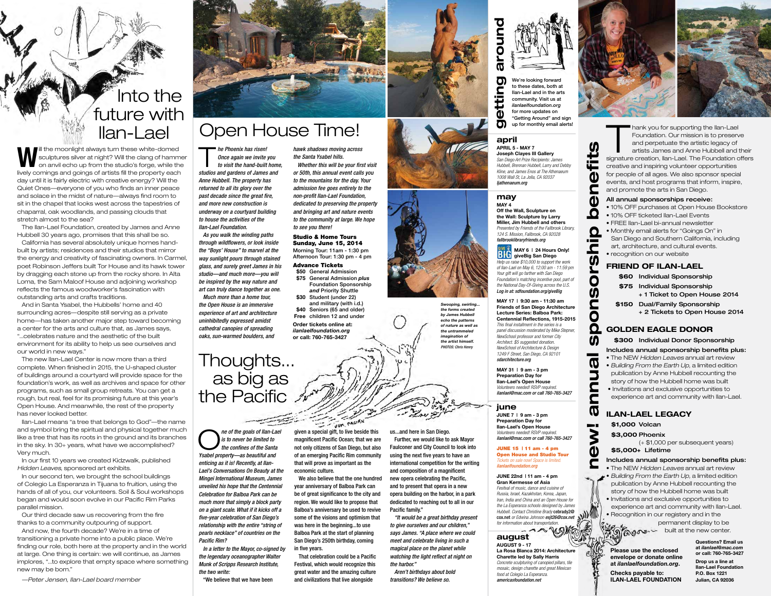# Into the future with Ilan-Lael

Will the moonlight always turn these white-domed sculptures silver at night? Will the clang of hammer on anvil echo up from the studio's forge, while the lively comings and goings of artists fill the property each day until it is fairly electric with creative energy? Will the Quiet Ones—everyone of you who finds an inner peace and solace in the midst of nature—always find room to sit in the chapel that looks west across the tapestries of chaparral, oak woodlands, and passing clouds that stretch almost to the sea?

The Ilan-Lael Foundation, created by James and Anne Hubbell 30 years ago, promises that this shall be so.

California has several absolutely unique homes hand-built by artists; residences and their studios that mirror the energy and creativity of fascinating owners. In Carmel, poet Robinson Jeffers built Tor House and its hawk tower by dragging each stone up from the rocky shore. In Alta Loma, the Sam Maloof House and adjoining workshop reflects the famous woodworker's fascination with outstanding arts and crafts traditions.

And in Santa Ysabel, the Hubbells' home and 40 surrounding acres—despite still serving as a private home—has taken another major step toward becoming a center for the arts and culture that, as James says, "...celebrates nature and the aesthetic of the built environment for its ability to help us see ourselves and our world in new ways."

The new Ilan-Lael Center is now more than a third complete. When finished in 2015, the U-shaped cluster of buildings around a courtyard will provide space for the foundation's work, as well as archives and space for other programs, such as small group retreats. You can get a rough, but real, feel for its promising future at this year's Open House. And meanwhile, the rest of the property has never looked better.

Ilan-Lael means "a tree that belongs to God"—the name and symbol bring the spiritual and physical together much like a tree that has its roots in the ground and its branches in the sky. In 30+ years, what have we accomplished? Very much.

In our first 10 years we created Kidzwalk, published *Hidden Leaves*, sponsored art exhibits.

In our second ten, we brought the school buildings of Colegio La Esperanza in Tijuana to fruition, using the hands of all of you, our volunteers. Soil & Soul workshops began and would soon evolve in our Pacific Rim Parks parallel mission.

Our third decade saw us recovering from the fire thanks to a community outpouring of support.

And now, the fourth decade? We're in a time of transitioning a private home into a public place. We're finding our role, both here at the property and in the world at large. One thing is certain: we will continue, as James implores, "...to explore that empty space where something new may be born."

—*Peter Jensen, Ilan-Lael board member*

# Open House Time!

*The Phoenix has risen! Once again we invite you to visit the hand-built home, studios and gardens of James and Anne Hubbell. The property has returned to all its glory over the past decade since the great fire, and more new construction is underway on a courtyard building to house the activities of the Ilan-Lael Foundation.*

*As you walk the winding paths through wildflowers, or look inside the "Boys' House" to marvel at the way sunlight pours through stained glass, and surely greet James in his studio—and much more—you will be inspired by the way nature and art can truly dance together as one.*

*Much more than a home tour, the Open House is an immersive experience of art and architecture uninhibitedly expressed amidst cathedral canopies of spreading oaks, sun-warmed boulders, and hawk shadows moving across the Santa Ysabel hills.*

*Whether this will be your first visit or 50th, this annual event calls you to the mountains for the day. Your admission fee goes entirely to the non-profit Ilan-Lael Foundation, dedicated to preserving the property and bringing art and nature events to the community at large. We hope to see you there!*

**Studio & Home Tours**
**Sunday, June 15, 2014**
Morning Tour: 11am - 1:30 pm
Afternoon Tour: 1:30 pm - 4 pm

**Advance Tickets**

- $50 General Admission
- $75 General Admission ***plus*** Foundation Sponsorship ***and*** Priority Shuttle
- $30 Student (under 22) and military (with i.d.)
- $40 Seniors (65 and older)
- Free children 12 and under

**Order tickets online at:**
***ilanlaelfoundation.org***
**or call: 760-765-3427**

*Swooping, swirling... the forms created by James Hubbell echo the patterns of nature as well as the untrammeled imagination of the artist himself.*
*PHOTOS: Chris Henry*

# Thoughts... as big as the Pacific

*One of the goals of Ilan-Lael is to never be limited to the confines of the Santa Ysabel property—as beautiful and enticing as it is! Recently, at Ilan-Lael's Conversations On Beauty at the Mingei International Museum, James unveiled his hope that the Centennial Celebration for Balboa Park can be much more that simply a block party on a giant scale. What if it kicks off a five-year celebration of San Diego's relationship with the entire "string of pearls necklace" of countries on the Pacific Rim?*

*In a letter to the Mayor, co-signed by the legendary oceanographer Walter Munk of Scripps Research Institute, the two write:*

"We believe that we have been given a special gift, to live beside this magnificent Pacific Ocean; that we are not only citizens of San Diego, but also of an emerging Pacific Rim community that will prove as important as the economic culture.

We also believe that the one hundred year anniversary of Balboa Park can be of great significance to the city and region. We would like to propose that Balboa's anniversary be used to revive some of the visions and optimism that was here in the beginning...to use Balboa Park at the start of celebrating San Diego's 250th birthday, coming in five years.

That celebration could be a Pacific Festival, which would recognize this great water and the amazing culture and civilizations that live alongside us...and here in San Diego.

Further, we would like to ask Mayor Faulconer and City Council to look into using the next five years to have an international competition for the writing and composition of a magnificent new opera celebrating the Pacific, and to present that opera in a new opera building on the harbor, in a park dedicated to reaching out to all in our Pacific family."

*"It would be a great birthday present to give ourselves and our children," says James. "A place where we could meet and celebrate living in such a magical place on the planet while watching the light reflect at night on the harbor."*

*Aren't birthdays about bold transitions? We believe so.*

# getting around

We're looking forward to these dates, both at Ilan-Lael and in the arts community. Visit us at *ilanlaelfoundation.org* for more updates on "Getting Around" and sign up for monthly email alerts!

## april

**APRIL 5 - MAY 7**
**Joseph Clayes III Gallery**
*San Diego Art Prize Recipients: James Hubbell, Brennan Hubbell, Larry and Debby Kline, and James Enos at The Athenaeum*
*1008 Wall St, La Jolla, CA 92037*
***ljathenaeum.org***

## may

**MAY 4**
**Off the Wall, Sculpture on the Wall: Sculpture by Larry Miller, Jim Hubbell and others**
*Presented by Friends of the Fallbrook Library, 124 S. Mission, Fallbrook, CA 92028*
***fallbrooklibraryfriends.org***

**MAY 6 | 24 Hours Only! giveBig San Diego**
*Help us raise $10,000 to support the work of Ilan-Lael on May 6, 12:00 am - 11:59 pm Your gift will go farther with San Diego Foundation's matching incentive pool, part of the National Day-Of-Giving across the U.S.*
***Log in at: sdfoundation.org/giveBig***

**MAY 17 | 9:30 am - 11:30 am**
**Friends of San Diego Architecture Lecture Series: Balboa Park: Centennial Reflections, 1915-2015**
*This final installment in the series is a panel discussion moderated by Mike Stepner, NewSchool professor and former City Architect. $5 suggested donation. NewSchool of Architecture & Design 1249 F Street, San Diego, CA 92101*
***sdarchitecture.org***

**MAY 31 | 9 am - 3 pm**
**Preparation Day for Ilan-Lael's Open House**
*Volunteers needed! RSVP required.*
***ilanlael@mac.com or call 760-765-3427***

## june

**JUNE 7 | 9 am - 3 pm**
**Preparation Day for Ilan-Lael's Open House**
*Volunteers needed! RSVP required.*
***ilanlael@mac.com or call 760-765-3427***

**JUNE 15 | 11 am - 4 pm**
**Open House and Studio Tour**
*Tickets on sale now! Space is limited.*
***ilanlaelfoundation.org***

**JUNE 22nd | 11 am - 4 pm**
**Gran Kermesse of Asia**
*Festival of music, dance and cuisine of Russia, Israel, Kazakhstan, Korea, Japan, Iran, India and China and an Open House for the La Esperanza schools designed by James Hubbell. Contact Christine Brady* **cebrady2@cox.net** *or Edwina Johnson* **esjt26@cox.net** *for information about transportation.*

## august

**AUGUST 9 - 17**
**La Rosa Blanca 2014: Architecture Charette led by Sally Harris**
*Concrete sculpturing of canopied pillars, tile mosaic, design charette and great Mexican food at Colegio La Esperanza.*
***americasfoundation.net***

# new! annual sponsorship benefits

Thank you for supporting the Ilan-Lael Foundation. Our mission is to preserve and perpetuate the artistic legacy of artists James and Anne Hubbell and their signature creation, Ilan-Lael. The Foundation offers creative and inspiring volunteer opportunities for people of all ages. We also sponsor special events, and host programs that inform, inspire, and promote the arts in San Diego.

**All annual sponsorships receive:**

- 10% OFF purchases at Open House Bookstore
- 10% OFF ticketed Ilan-Lael Events
- FREE Ilan-Lael bi-annual newsletter
- Monthly email alerts for "Goings On" in San Diego and Southern California, including art, architecture, and cultural events.
- recognition on our website

## FRIEND OF ILAN-LAEL

**$60** Individual Sponsorship
**$75** Individual Sponsorship + 1 Ticket to Open House 2014
**$150** Dual/Family Sponsorship + 2 Tickets to Open House 2014

## GOLDEN EAGLE DONOR

**$300** Individual Donor Sponsorship

**Includes annual sponsorship benefits plus:**

- The NEW *Hidden Leaves* annual art review
- *Building From the Earth Up*, a limited edition publication by Anne Hubbell recounting the story of how the Hubbell home was built
- Invitations and exclusive opportunities to experience art and community with Ilan-Lael.

## ILAN-LAEL LEGACY

**$1,000** Volcan
**$3,000** Phoenix (+ $1,000 per subsequent years)
**$5,000+** Lifetime

**Includes annual sponsorship benefits plus:**

- The NEW *Hidden Leaves* annual art review
- *Building From the Earth Up*, a limited edition publication by Anne Hubbell recounting the story of how the Hubbell home was built
- Invitations and exclusive opportunities to experience art and community with Ilan-Lael.
- Recognition in our registery and in the permanent display to be built at the new center.

**Please use the enclosed envelope or donate online at *ilanlaelfoundation.org*.**

**Checks payable to: ILAN-LAEL FOUNDATION**

**Questions? Email us at *ilanlael@mac.com* or call: 760-765-3427**

**Drop us a line at Ilan-Lael Foundation P.O. Box 1221 Julian, CA 92036**